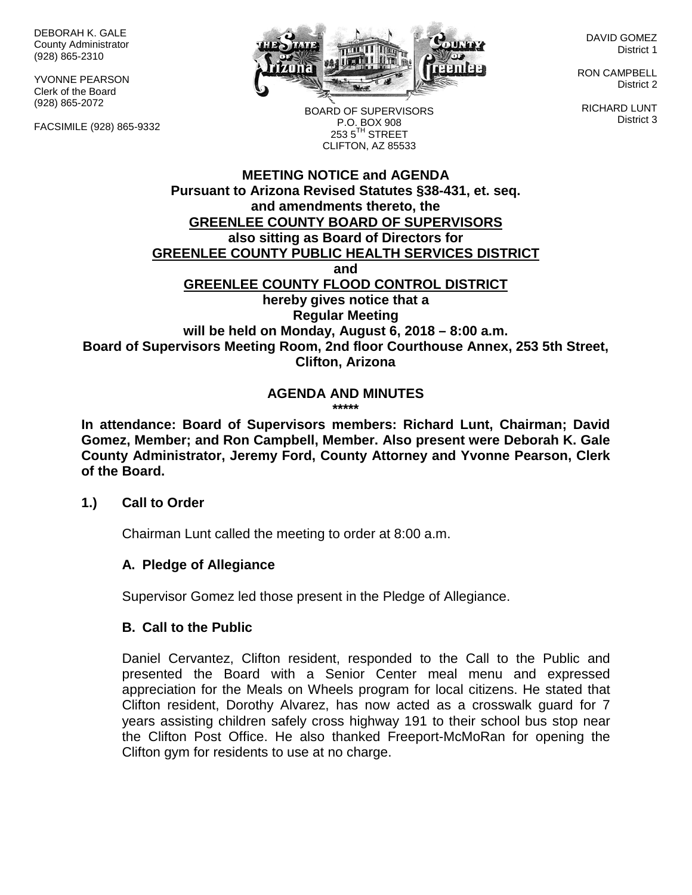DEBORAH K. GALE
County Administrator
(928) 865-2310

YVONNE PEARSON
Clerk of the Board
(928) 865-2072

FACSIMILE (928) 865-9332

BOARD OF SUPERVISORS
P.O. BOX 908
253 5TH STREET
CLIFTON, AZ 85533

DAVID GOMEZ
District 1

RON CAMPBELL
District 2

RICHARD LUNT
District 3

**MEETING NOTICE and AGENDA**
**Pursuant to Arizona Revised Statutes §38-431, et. seq. and amendments thereto, the**
**GREENLEE COUNTY BOARD OF SUPERVISORS**
**also sitting as Board of Directors for**
**GREENLEE COUNTY PUBLIC HEALTH SERVICES DISTRICT**
**and**
**GREENLEE COUNTY FLOOD CONTROL DISTRICT**
**hereby gives notice that a**
**Regular Meeting**
**will be held on Monday, August 6, 2018 – 8:00 a.m.**
**Board of Supervisors Meeting Room, 2nd floor Courthouse Annex, 253 5th Street, Clifton, Arizona**

**AGENDA AND MINUTES**
**\*\*\*\*\***

**In attendance: Board of Supervisors members: Richard Lunt, Chairman; David Gomez, Member; and Ron Campbell, Member. Also present were Deborah K. Gale County Administrator, Jeremy Ford, County Attorney and Yvonne Pearson, Clerk of the Board.**

**1.) Call to Order**

Chairman Lunt called the meeting to order at 8:00 a.m.

**A. Pledge of Allegiance**

Supervisor Gomez led those present in the Pledge of Allegiance.

**B. Call to the Public**

Daniel Cervantez, Clifton resident, responded to the Call to the Public and presented the Board with a Senior Center meal menu and expressed appreciation for the Meals on Wheels program for local citizens. He stated that Clifton resident, Dorothy Alvarez, has now acted as a crosswalk guard for 7 years assisting children safely cross highway 191 to their school bus stop near the Clifton Post Office. He also thanked Freeport-McMoRan for opening the Clifton gym for residents to use at no charge.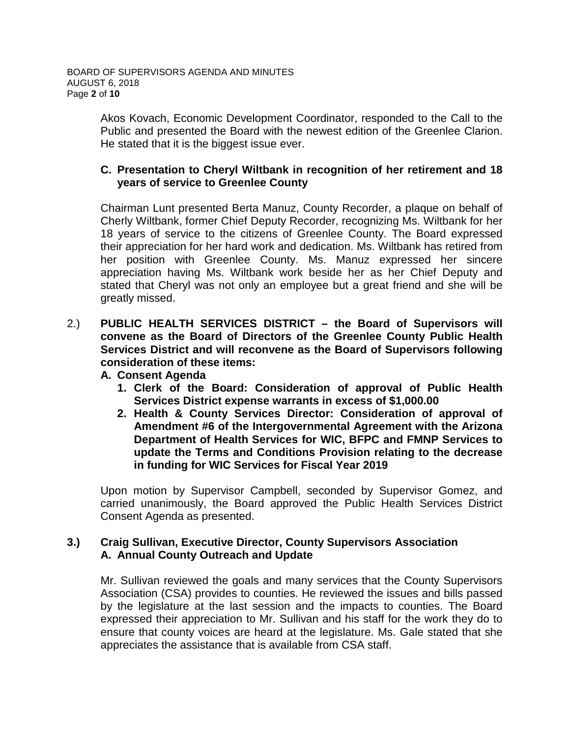Akos Kovach, Economic Development Coordinator, responded to the Call to the Public and presented the Board with the newest edition of the Greenlee Clarion. He stated that it is the biggest issue ever.

**C. Presentation to Cheryl Wiltbank in recognition of her retirement and 18 years of service to Greenlee County**

Chairman Lunt presented Berta Manuz, County Recorder, a plaque on behalf of Cherly Wiltbank, former Chief Deputy Recorder, recognizing Ms. Wiltbank for her 18 years of service to the citizens of Greenlee County. The Board expressed their appreciation for her hard work and dedication. Ms. Wiltbank has retired from her position with Greenlee County. Ms. Manuz expressed her sincere appreciation having Ms. Wiltbank work beside her as her Chief Deputy and stated that Cheryl was not only an employee but a great friend and she will be greatly missed.

2.) **PUBLIC HEALTH SERVICES DISTRICT – the Board of Supervisors will convene as the Board of Directors of the Greenlee County Public Health Services District and will reconvene as the Board of Supervisors following consideration of these items:**

**A. Consent Agenda**

1. **Clerk of the Board: Consideration of approval of Public Health Services District expense warrants in excess of $1,000.00**
2. **Health & County Services Director: Consideration of approval of Amendment #6 of the Intergovernmental Agreement with the Arizona Department of Health Services for WIC, BFPC and FMNP Services to update the Terms and Conditions Provision relating to the decrease in funding for WIC Services for Fiscal Year 2019**

Upon motion by Supervisor Campbell, seconded by Supervisor Gomez, and carried unanimously, the Board approved the Public Health Services District Consent Agenda as presented.

**3.) Craig Sullivan, Executive Director, County Supervisors Association**
**A. Annual County Outreach and Update**

Mr. Sullivan reviewed the goals and many services that the County Supervisors Association (CSA) provides to counties. He reviewed the issues and bills passed by the legislature at the last session and the impacts to counties. The Board expressed their appreciation to Mr. Sullivan and his staff for the work they do to ensure that county voices are heard at the legislature. Ms. Gale stated that she appreciates the assistance that is available from CSA staff.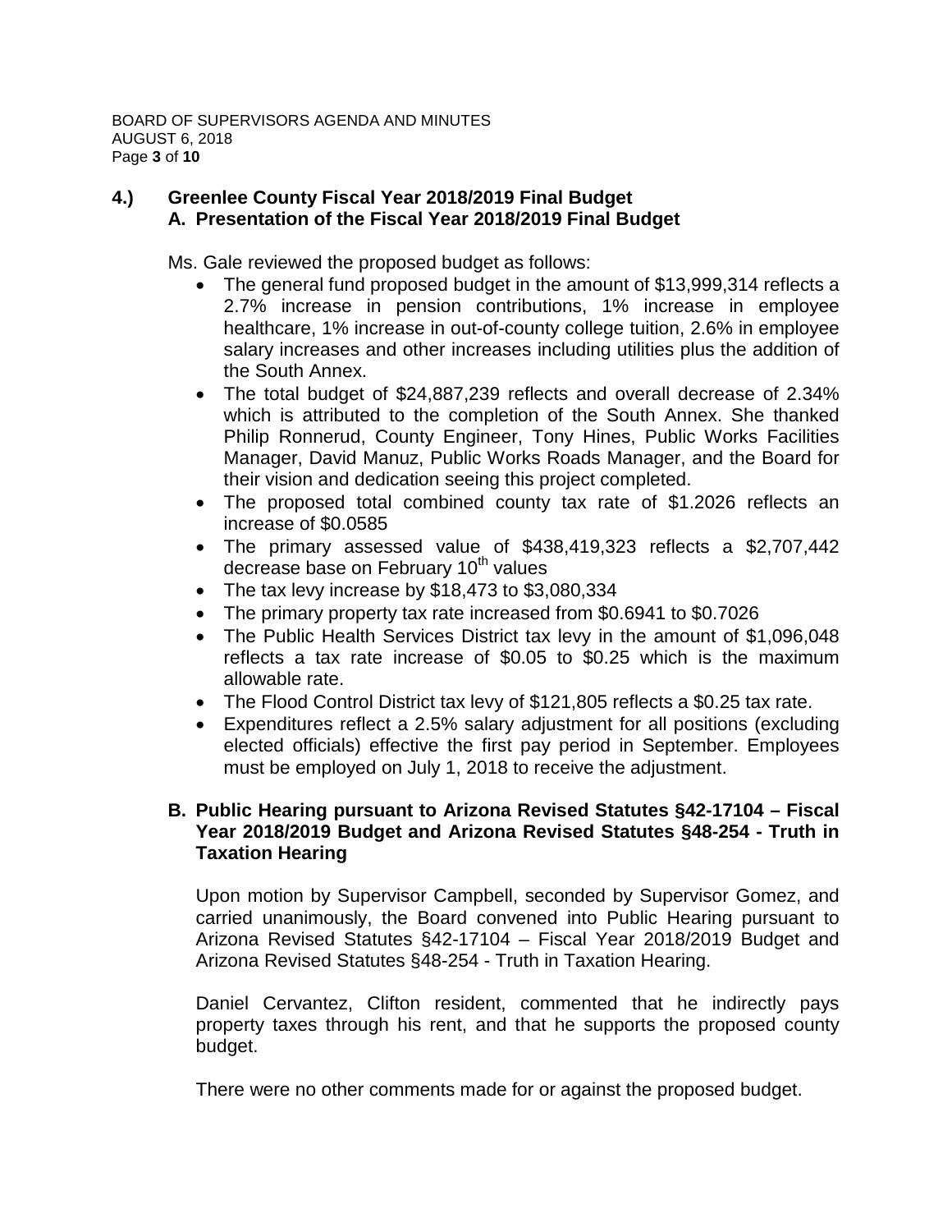## 4.) Greenlee County Fiscal Year 2018/2019 Final Budget

### A. Presentation of the Fiscal Year 2018/2019 Final Budget

Ms. Gale reviewed the proposed budget as follows:

- The general fund proposed budget in the amount of $13,999,314 reflects a 2.7% increase in pension contributions, 1% increase in employee healthcare, 1% increase in out-of-county college tuition, 2.6% in employee salary increases and other increases including utilities plus the addition of the South Annex.
- The total budget of $24,887,239 reflects and overall decrease of 2.34% which is attributed to the completion of the South Annex. She thanked Philip Ronnerud, County Engineer, Tony Hines, Public Works Facilities Manager, David Manuz, Public Works Roads Manager, and the Board for their vision and dedication seeing this project completed.
- The proposed total combined county tax rate of $1.2026 reflects an increase of $0.0585
- The primary assessed value of $438,419,323 reflects a $2,707,442 decrease base on February 10th values
- The tax levy increase by $18,473 to $3,080,334
- The primary property tax rate increased from $0.6941 to $0.7026
- The Public Health Services District tax levy in the amount of $1,096,048 reflects a tax rate increase of $0.05 to $0.25 which is the maximum allowable rate.
- The Flood Control District tax levy of $121,805 reflects a $0.25 tax rate.
- Expenditures reflect a 2.5% salary adjustment for all positions (excluding elected officials) effective the first pay period in September. Employees must be employed on July 1, 2018 to receive the adjustment.

### B. Public Hearing pursuant to Arizona Revised Statutes §42-17104 – Fiscal Year 2018/2019 Budget and Arizona Revised Statutes §48-254 - Truth in Taxation Hearing

Upon motion by Supervisor Campbell, seconded by Supervisor Gomez, and carried unanimously, the Board convened into Public Hearing pursuant to Arizona Revised Statutes §42-17104 – Fiscal Year 2018/2019 Budget and Arizona Revised Statutes §48-254 - Truth in Taxation Hearing.

Daniel Cervantez, Clifton resident, commented that he indirectly pays property taxes through his rent, and that he supports the proposed county budget.

There were no other comments made for or against the proposed budget.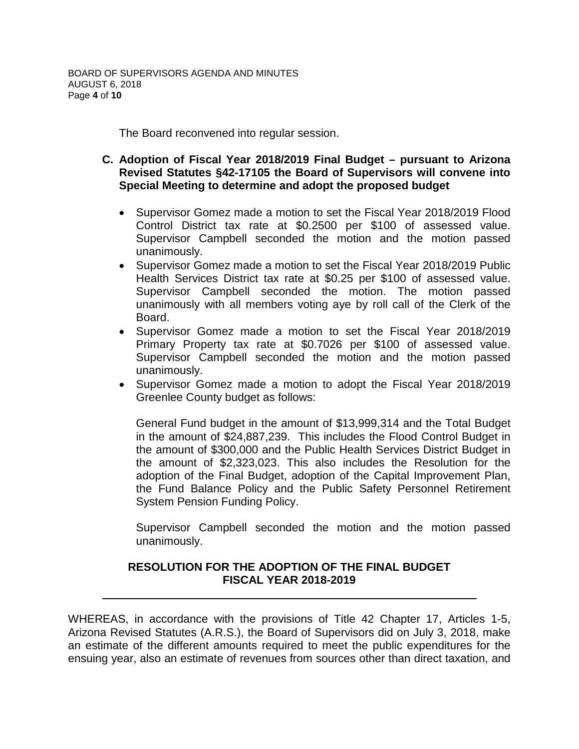The Board reconvened into regular session.

**C. Adoption of Fiscal Year 2018/2019 Final Budget – pursuant to Arizona Revised Statutes §42-17105 the Board of Supervisors will convene into Special Meeting to determine and adopt the proposed budget**

- Supervisor Gomez made a motion to set the Fiscal Year 2018/2019 Flood Control District tax rate at $0.2500 per $100 of assessed value. Supervisor Campbell seconded the motion and the motion passed unanimously.
- Supervisor Gomez made a motion to set the Fiscal Year 2018/2019 Public Health Services District tax rate at $0.25 per $100 of assessed value. Supervisor Campbell seconded the motion. The motion passed unanimously with all members voting aye by roll call of the Clerk of the Board.
- Supervisor Gomez made a motion to set the Fiscal Year 2018/2019 Primary Property tax rate at $0.7026 per $100 of assessed value. Supervisor Campbell seconded the motion and the motion passed unanimously.
- Supervisor Gomez made a motion to adopt the Fiscal Year 2018/2019 Greenlee County budget as follows:

  General Fund budget in the amount of $13,999,314 and the Total Budget in the amount of $24,887,239. This includes the Flood Control Budget in the amount of $300,000 and the Public Health Services District Budget in the amount of $2,323,023. This also includes the Resolution for the adoption of the Final Budget, adoption of the Capital Improvement Plan, the Fund Balance Policy and the Public Safety Personnel Retirement System Pension Funding Policy.

  Supervisor Campbell seconded the motion and the motion passed unanimously.

**RESOLUTION FOR THE ADOPTION OF THE FINAL BUDGET**
**FISCAL YEAR 2018-2019**

---

WHEREAS, in accordance with the provisions of Title 42 Chapter 17, Articles 1-5, Arizona Revised Statutes (A.R.S.), the Board of Supervisors did on July 3, 2018, make an estimate of the different amounts required to meet the public expenditures for the ensuing year, also an estimate of revenues from sources other than direct taxation, and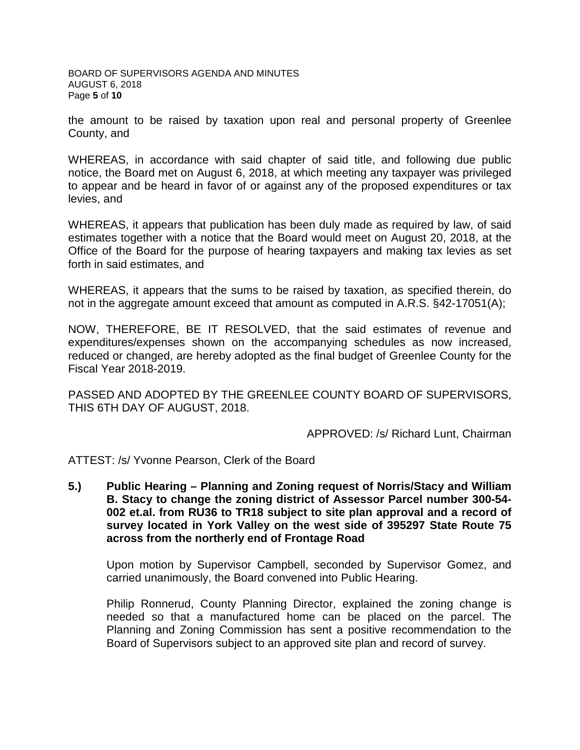the amount to be raised by taxation upon real and personal property of Greenlee County, and

WHEREAS, in accordance with said chapter of said title, and following due public notice, the Board met on August 6, 2018, at which meeting any taxpayer was privileged to appear and be heard in favor of or against any of the proposed expenditures or tax levies, and

WHEREAS, it appears that publication has been duly made as required by law, of said estimates together with a notice that the Board would meet on August 20, 2018, at the Office of the Board for the purpose of hearing taxpayers and making tax levies as set forth in said estimates, and

WHEREAS, it appears that the sums to be raised by taxation, as specified therein, do not in the aggregate amount exceed that amount as computed in A.R.S. §42-17051(A);

NOW, THEREFORE, BE IT RESOLVED, that the said estimates of revenue and expenditures/expenses shown on the accompanying schedules as now increased, reduced or changed, are hereby adopted as the final budget of Greenlee County for the Fiscal Year 2018-2019.

PASSED AND ADOPTED BY THE GREENLEE COUNTY BOARD OF SUPERVISORS, THIS 6TH DAY OF AUGUST, 2018.

APPROVED: /s/ Richard Lunt, Chairman

ATTEST: /s/ Yvonne Pearson, Clerk of the Board

**5.) Public Hearing – Planning and Zoning request of Norris/Stacy and William B. Stacy to change the zoning district of Assessor Parcel number 300-54-002 et.al. from RU36 to TR18 subject to site plan approval and a record of survey located in York Valley on the west side of 395297 State Route 75 across from the northerly end of Frontage Road**

Upon motion by Supervisor Campbell, seconded by Supervisor Gomez, and carried unanimously, the Board convened into Public Hearing.

Philip Ronnerud, County Planning Director, explained the zoning change is needed so that a manufactured home can be placed on the parcel. The Planning and Zoning Commission has sent a positive recommendation to the Board of Supervisors subject to an approved site plan and record of survey.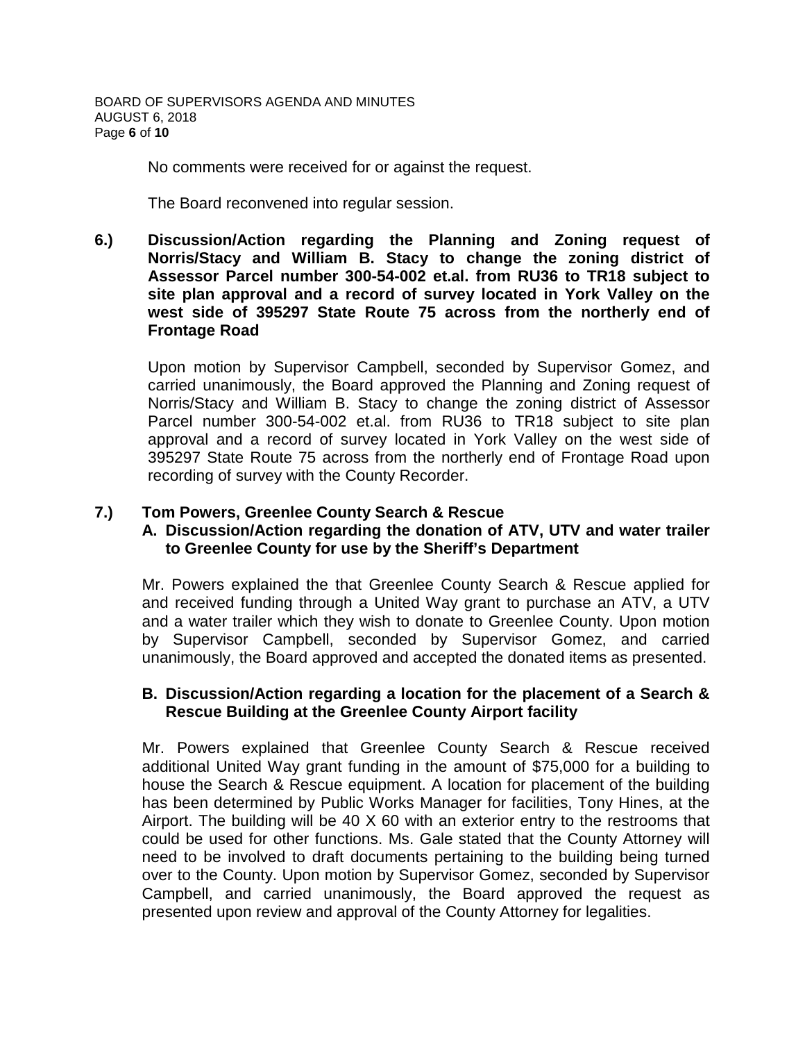No comments were received for or against the request.

The Board reconvened into regular session.

**6.) Discussion/Action regarding the Planning and Zoning request of Norris/Stacy and William B. Stacy to change the zoning district of Assessor Parcel number 300-54-002 et.al. from RU36 to TR18 subject to site plan approval and a record of survey located in York Valley on the west side of 395297 State Route 75 across from the northerly end of Frontage Road**

Upon motion by Supervisor Campbell, seconded by Supervisor Gomez, and carried unanimously, the Board approved the Planning and Zoning request of Norris/Stacy and William B. Stacy to change the zoning district of Assessor Parcel number 300-54-002 et.al. from RU36 to TR18 subject to site plan approval and a record of survey located in York Valley on the west side of 395297 State Route 75 across from the northerly end of Frontage Road upon recording of survey with the County Recorder.

**7.) Tom Powers, Greenlee County Search & Rescue**

**A. Discussion/Action regarding the donation of ATV, UTV and water trailer to Greenlee County for use by the Sheriff's Department**

Mr. Powers explained the that Greenlee County Search & Rescue applied for and received funding through a United Way grant to purchase an ATV, a UTV and a water trailer which they wish to donate to Greenlee County. Upon motion by Supervisor Campbell, seconded by Supervisor Gomez, and carried unanimously, the Board approved and accepted the donated items as presented.

**B. Discussion/Action regarding a location for the placement of a Search & Rescue Building at the Greenlee County Airport facility**

Mr. Powers explained that Greenlee County Search & Rescue received additional United Way grant funding in the amount of $75,000 for a building to house the Search & Rescue equipment. A location for placement of the building has been determined by Public Works Manager for facilities, Tony Hines, at the Airport. The building will be 40 X 60 with an exterior entry to the restrooms that could be used for other functions. Ms. Gale stated that the County Attorney will need to be involved to draft documents pertaining to the building being turned over to the County. Upon motion by Supervisor Gomez, seconded by Supervisor Campbell, and carried unanimously, the Board approved the request as presented upon review and approval of the County Attorney for legalities.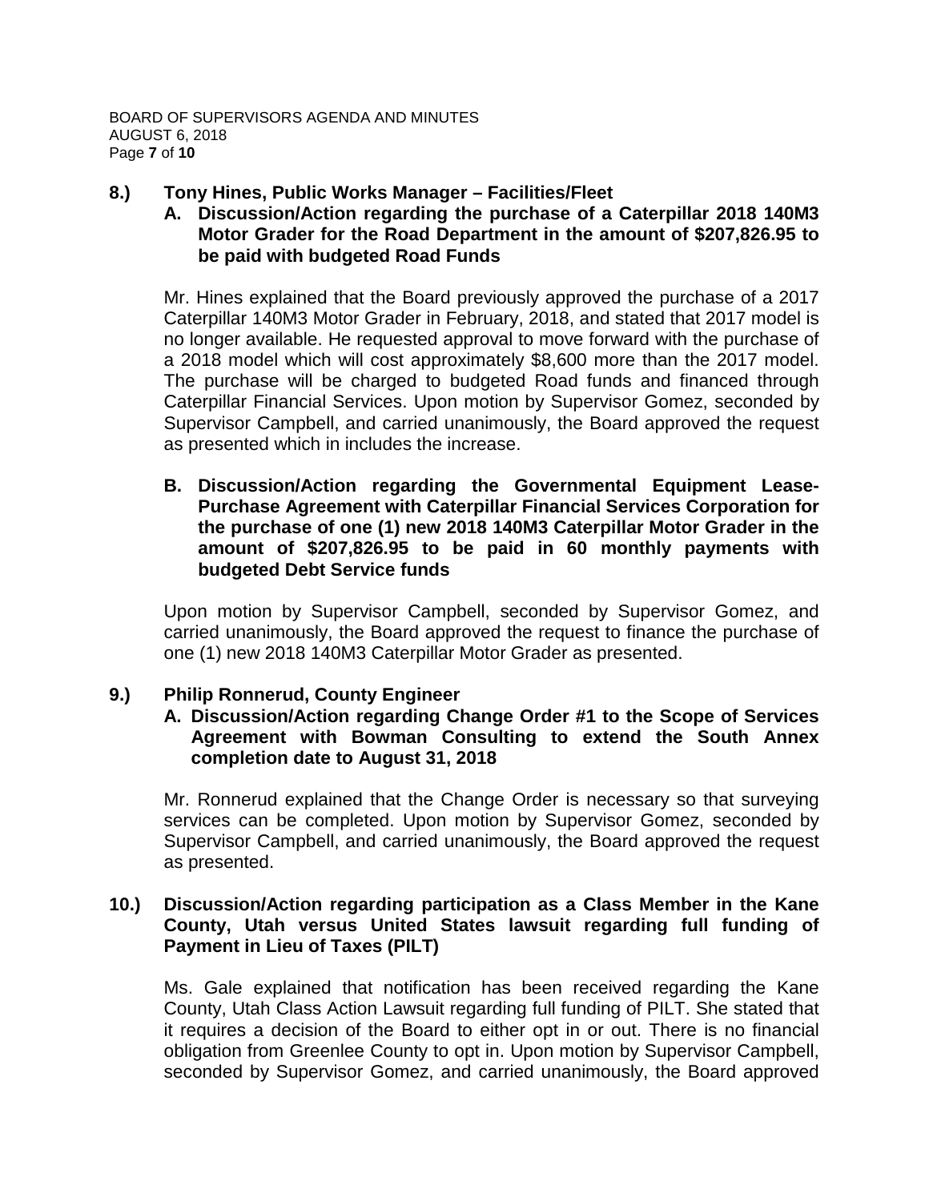**8.) Tony Hines, Public Works Manager – Facilities/Fleet**

**A. Discussion/Action regarding the purchase of a Caterpillar 2018 140M3 Motor Grader for the Road Department in the amount of $207,826.95 to be paid with budgeted Road Funds**

Mr. Hines explained that the Board previously approved the purchase of a 2017 Caterpillar 140M3 Motor Grader in February, 2018, and stated that 2017 model is no longer available. He requested approval to move forward with the purchase of a 2018 model which will cost approximately $8,600 more than the 2017 model. The purchase will be charged to budgeted Road funds and financed through Caterpillar Financial Services. Upon motion by Supervisor Gomez, seconded by Supervisor Campbell, and carried unanimously, the Board approved the request as presented which in includes the increase.

**B. Discussion/Action regarding the Governmental Equipment Lease-Purchase Agreement with Caterpillar Financial Services Corporation for the purchase of one (1) new 2018 140M3 Caterpillar Motor Grader in the amount of $207,826.95 to be paid in 60 monthly payments with budgeted Debt Service funds**

Upon motion by Supervisor Campbell, seconded by Supervisor Gomez, and carried unanimously, the Board approved the request to finance the purchase of one (1) new 2018 140M3 Caterpillar Motor Grader as presented.

**9.) Philip Ronnerud, County Engineer**

**A. Discussion/Action regarding Change Order #1 to the Scope of Services Agreement with Bowman Consulting to extend the South Annex completion date to August 31, 2018**

Mr. Ronnerud explained that the Change Order is necessary so that surveying services can be completed. Upon motion by Supervisor Gomez, seconded by Supervisor Campbell, and carried unanimously, the Board approved the request as presented.

**10.) Discussion/Action regarding participation as a Class Member in the Kane County, Utah versus United States lawsuit regarding full funding of Payment in Lieu of Taxes (PILT)**

Ms. Gale explained that notification has been received regarding the Kane County, Utah Class Action Lawsuit regarding full funding of PILT. She stated that it requires a decision of the Board to either opt in or out. There is no financial obligation from Greenlee County to opt in. Upon motion by Supervisor Campbell, seconded by Supervisor Gomez, and carried unanimously, the Board approved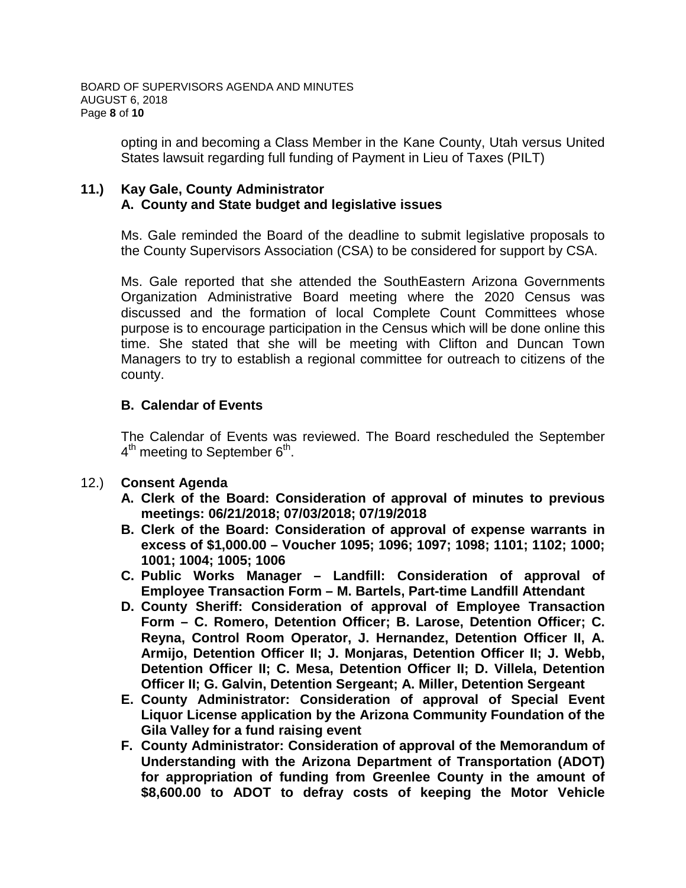opting in and becoming a Class Member in the Kane County, Utah versus United States lawsuit regarding full funding of Payment in Lieu of Taxes (PILT)

**11.) Kay Gale, County Administrator**

**A. County and State budget and legislative issues**

Ms. Gale reminded the Board of the deadline to submit legislative proposals to the County Supervisors Association (CSA) to be considered for support by CSA.

Ms. Gale reported that she attended the SouthEastern Arizona Governments Organization Administrative Board meeting where the 2020 Census was discussed and the formation of local Complete Count Committees whose purpose is to encourage participation in the Census which will be done online this time. She stated that she will be meeting with Clifton and Duncan Town Managers to try to establish a regional committee for outreach to citizens of the county.

**B. Calendar of Events**

The Calendar of Events was reviewed. The Board rescheduled the September 4th meeting to September 6th.

12.) **Consent Agenda**

**A. Clerk of the Board: Consideration of approval of minutes to previous meetings: 06/21/2018; 07/03/2018; 07/19/2018**

**B. Clerk of the Board: Consideration of approval of expense warrants in excess of $1,000.00 – Voucher 1095; 1096; 1097; 1098; 1101; 1102; 1000; 1001; 1004; 1005; 1006**

**C. Public Works Manager – Landfill: Consideration of approval of Employee Transaction Form – M. Bartels, Part-time Landfill Attendant**

**D. County Sheriff: Consideration of approval of Employee Transaction Form – C. Romero, Detention Officer; B. Larose, Detention Officer; C. Reyna, Control Room Operator, J. Hernandez, Detention Officer II, A. Armijo, Detention Officer II; J. Monjaras, Detention Officer II; J. Webb, Detention Officer II; C. Mesa, Detention Officer II; D. Villela, Detention Officer II; G. Galvin, Detention Sergeant; A. Miller, Detention Sergeant**

**E. County Administrator: Consideration of approval of Special Event Liquor License application by the Arizona Community Foundation of the Gila Valley for a fund raising event**

**F. County Administrator: Consideration of approval of the Memorandum of Understanding with the Arizona Department of Transportation (ADOT) for appropriation of funding from Greenlee County in the amount of $8,600.00 to ADOT to defray costs of keeping the Motor Vehicle**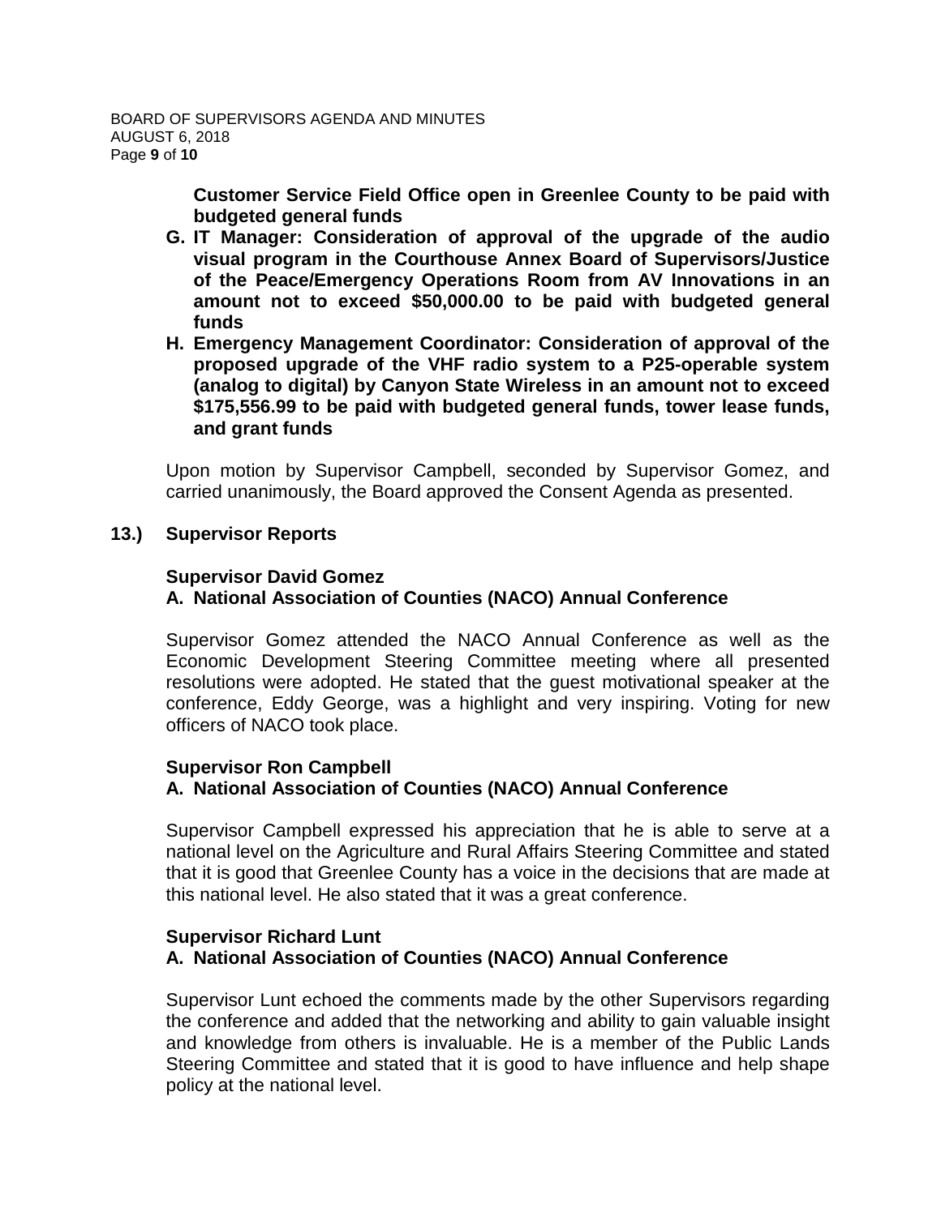**Customer Service Field Office open in Greenlee County to be paid with budgeted general funds**

**G. IT Manager: Consideration of approval of the upgrade of the audio visual program in the Courthouse Annex Board of Supervisors/Justice of the Peace/Emergency Operations Room from AV Innovations in an amount not to exceed $50,000.00 to be paid with budgeted general funds**

**H. Emergency Management Coordinator: Consideration of approval of the proposed upgrade of the VHF radio system to a P25-operable system (analog to digital) by Canyon State Wireless in an amount not to exceed $175,556.99 to be paid with budgeted general funds, tower lease funds, and grant funds**

Upon motion by Supervisor Campbell, seconded by Supervisor Gomez, and carried unanimously, the Board approved the Consent Agenda as presented.

**13.) Supervisor Reports**

**Supervisor David Gomez**

**A. National Association of Counties (NACO) Annual Conference**

Supervisor Gomez attended the NACO Annual Conference as well as the Economic Development Steering Committee meeting where all presented resolutions were adopted. He stated that the guest motivational speaker at the conference, Eddy George, was a highlight and very inspiring. Voting for new officers of NACO took place.

**Supervisor Ron Campbell**

**A. National Association of Counties (NACO) Annual Conference**

Supervisor Campbell expressed his appreciation that he is able to serve at a national level on the Agriculture and Rural Affairs Steering Committee and stated that it is good that Greenlee County has a voice in the decisions that are made at this national level. He also stated that it was a great conference.

**Supervisor Richard Lunt**

**A. National Association of Counties (NACO) Annual Conference**

Supervisor Lunt echoed the comments made by the other Supervisors regarding the conference and added that the networking and ability to gain valuable insight and knowledge from others is invaluable. He is a member of the Public Lands Steering Committee and stated that it is good to have influence and help shape policy at the national level.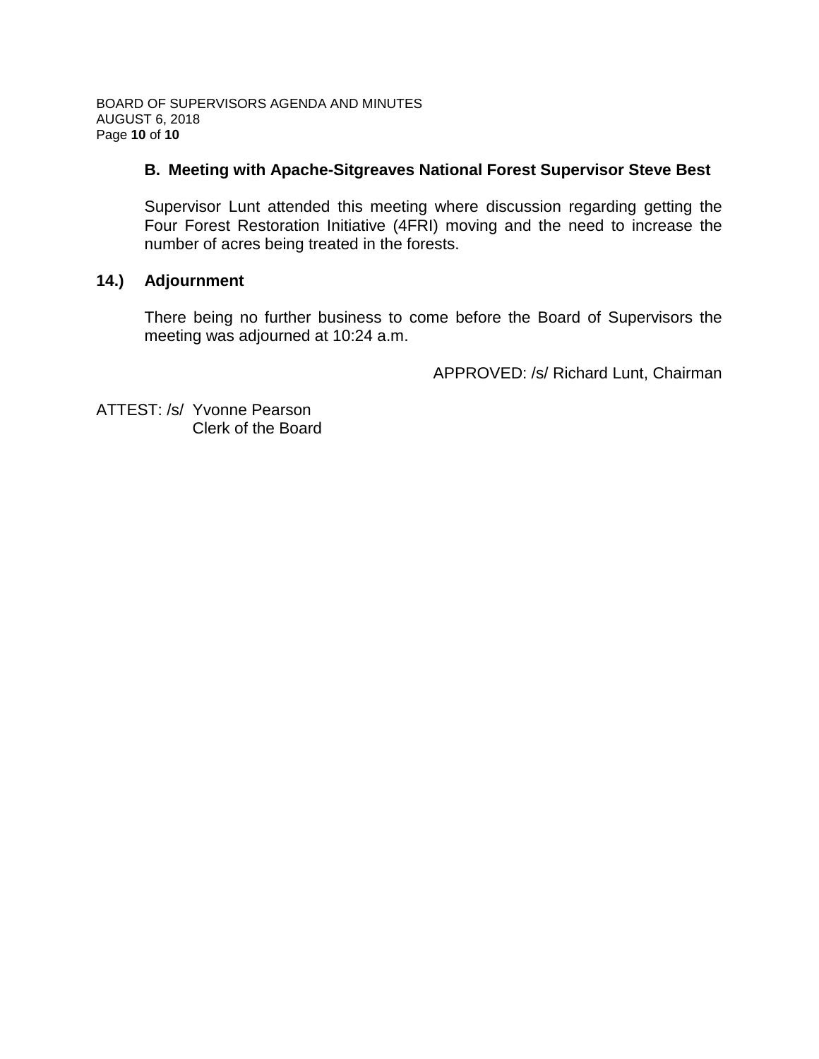**B. Meeting with Apache-Sitgreaves National Forest Supervisor Steve Best**

Supervisor Lunt attended this meeting where discussion regarding getting the Four Forest Restoration Initiative (4FRI) moving and the need to increase the number of acres being treated in the forests.

**14.) Adjournment**

There being no further business to come before the Board of Supervisors the meeting was adjourned at 10:24 a.m.

APPROVED: /s/ Richard Lunt, Chairman

ATTEST: /s/ Yvonne Pearson
Clerk of the Board